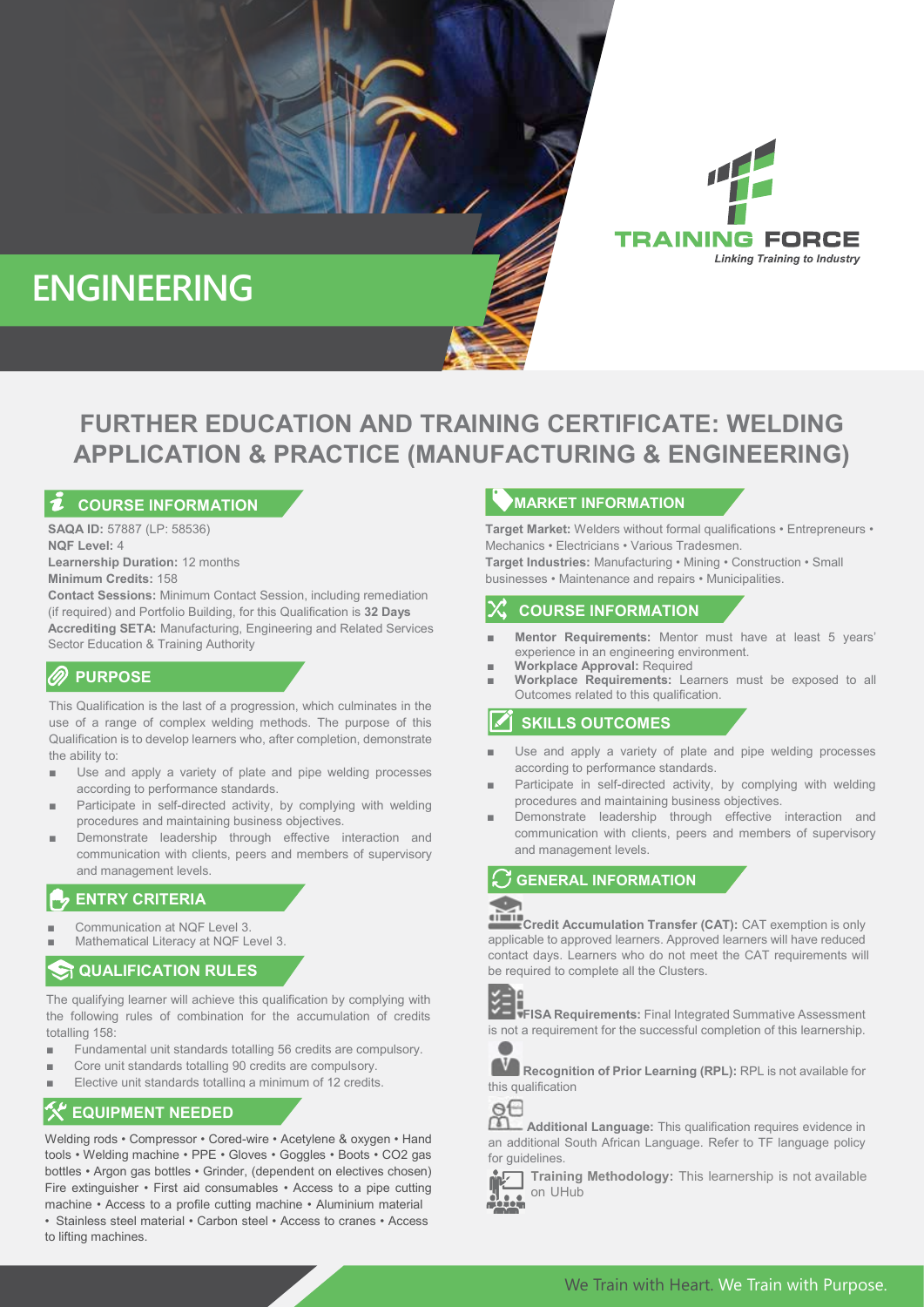# ENGINEERING

TRAINING FORCE
*Linking Training to Industry*

## FURTHER EDUCATION AND TRAINING CERTIFICATE: WELDING APPLICATION & PRACTICE (MANUFACTURING & ENGINEERING)

### COURSE INFORMATION

**SAQA ID:** 57887 (LP: 58536)
**NQF Level:** 4
**Learnership Duration:** 12 months
**Minimum Credits:** 158
**Contact Sessions:** Minimum Contact Session, including remediation (if required) and Portfolio Building, for this Qualification is **32 Days**
**Accrediting SETA:** Manufacturing, Engineering and Related Services Sector Education & Training Authority

### PURPOSE

This Qualification is the last of a progression, which culminates in the use of a range of complex welding methods. The purpose of this Qualification is to develop learners who, after completion, demonstrate the ability to:

- Use and apply a variety of plate and pipe welding processes according to performance standards.
- Participate in self-directed activity, by complying with welding procedures and maintaining business objectives.
- Demonstrate leadership through effective interaction and communication with clients, peers and members of supervisory and management levels.

### ENTRY CRITERIA

- Communication at NQF Level 3.
- Mathematical Literacy at NQF Level 3.

### QUALIFICATION RULES

The qualifying learner will achieve this qualification by complying with the following rules of combination for the accumulation of credits totalling 158:

- Fundamental unit standards totalling 56 credits are compulsory.
- Core unit standards totalling 90 credits are compulsory.
- Elective unit standards totalling a minimum of 12 credits.

### EQUIPMENT NEEDED

Welding rods • Compressor • Cored-wire • Acetylene & oxygen • Hand tools • Welding machine • PPE • Gloves • Goggles • Boots • CO2 gas bottles • Argon gas bottles • Grinder, (dependent on electives chosen) Fire extinguisher • First aid consumables • Access to a pipe cutting machine • Access to a profile cutting machine • Aluminium material • Stainless steel material • Carbon steel • Access to cranes • Access to lifting machines.

### MARKET INFORMATION

**Target Market:** Welders without formal qualifications • Entrepreneurs • Mechanics • Electricians • Various Tradesmen.
**Target Industries:** Manufacturing • Mining • Construction • Small businesses • Maintenance and repairs • Municipalities.

### COURSE INFORMATION

- **Mentor Requirements:** Mentor must have at least 5 years' experience in an engineering environment.
- **Workplace Approval:** Required
- **Workplace Requirements:** Learners must be exposed to all Outcomes related to this qualification.

### SKILLS OUTCOMES

- Use and apply a variety of plate and pipe welding processes according to performance standards.
- Participate in self-directed activity, by complying with welding procedures and maintaining business objectives.
- Demonstrate leadership through effective interaction and communication with clients, peers and members of supervisory and management levels.

### GENERAL INFORMATION

**Credit Accumulation Transfer (CAT):** CAT exemption is only applicable to approved learners. Approved learners will have reduced contact days. Learners who do not meet the CAT requirements will be required to complete all the Clusters.

**FISA Requirements:** Final Integrated Summative Assessment is not a requirement for the successful completion of this learnership.

**Recognition of Prior Learning (RPL):** RPL is not available for this qualification

**Additional Language:** This qualification requires evidence in an additional South African Language. Refer to TF language policy for guidelines.

**Training Methodology:** This learnership is not available on UHub

We Train with Heart. We Train with Purpose.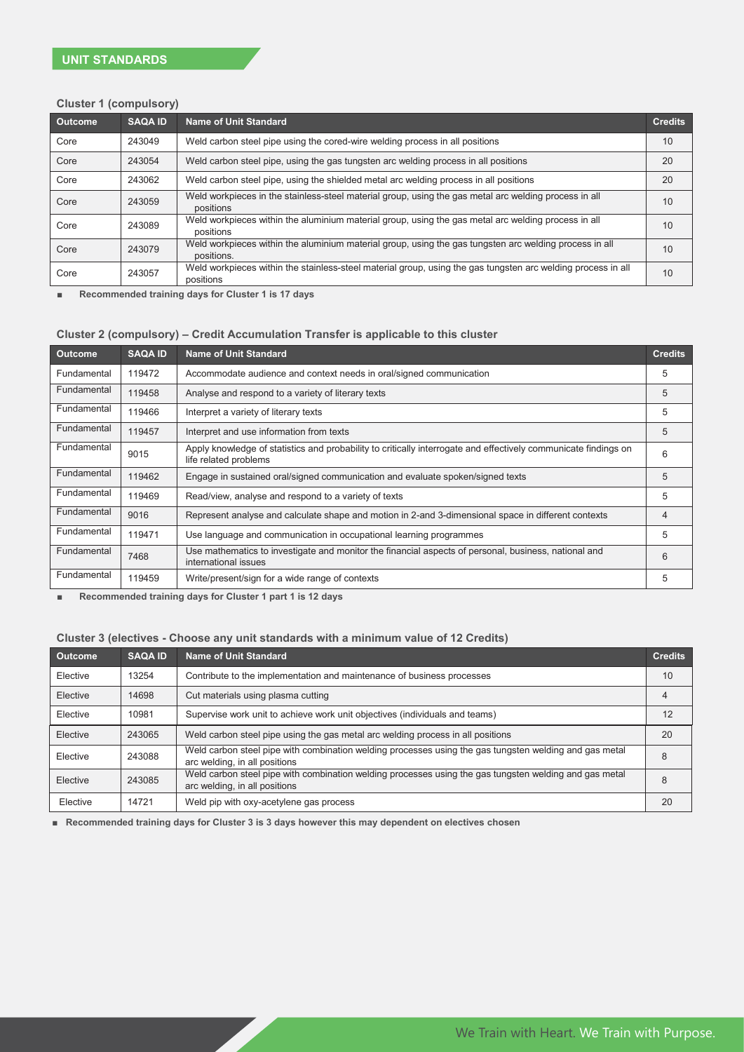## UNIT STANDARDS

### Cluster 1 (compulsory)

| Outcome | SAQA ID | Name of Unit Standard | Credits |
|---|---|---|---|
| Core | 243049 | Weld carbon steel pipe using the cored-wire welding process in all positions | 10 |
| Core | 243054 | Weld carbon steel pipe, using the gas tungsten arc welding process in all positions | 20 |
| Core | 243062 | Weld carbon steel pipe, using the shielded metal arc welding process in all positions | 20 |
| Core | 243059 | Weld workpieces in the stainless-steel material group, using the gas metal arc welding process in all positions | 10 |
| Core | 243089 | Weld workpieces within the aluminium material group, using the gas metal arc welding process in all positions | 10 |
| Core | 243079 | Weld workpieces within the aluminium material group, using the gas tungsten arc welding process in all positions. | 10 |
| Core | 243057 | Weld workpieces within the stainless-steel material group, using the gas tungsten arc welding process in all positions | 10 |

- **Recommended training days for Cluster 1 is 17 days**

### Cluster 2 (compulsory) – Credit Accumulation Transfer is applicable to this cluster

| Outcome | SAQA ID | Name of Unit Standard | Credits |
|---|---|---|---|
| Fundamental | 119472 | Accommodate audience and context needs in oral/signed communication | 5 |
| Fundamental | 119458 | Analyse and respond to a variety of literary texts | 5 |
| Fundamental | 119466 | Interpret a variety of literary texts | 5 |
| Fundamental | 119457 | Interpret and use information from texts | 5 |
| Fundamental | 9015 | Apply knowledge of statistics and probability to critically interrogate and effectively communicate findings on life related problems | 6 |
| Fundamental | 119462 | Engage in sustained oral/signed communication and evaluate spoken/signed texts | 5 |
| Fundamental | 119469 | Read/view, analyse and respond to a variety of texts | 5 |
| Fundamental | 9016 | Represent analyse and calculate shape and motion in 2-and 3-dimensional space in different contexts | 4 |
| Fundamental | 119471 | Use language and communication in occupational learning programmes | 5 |
| Fundamental | 7468 | Use mathematics to investigate and monitor the financial aspects of personal, business, national and international issues | 6 |
| Fundamental | 119459 | Write/present/sign for a wide range of contexts | 5 |

- **Recommended training days for Cluster 1 part 1 is 12 days**

### Cluster 3 (electives - Choose any unit standards with a minimum value of 12 Credits)

| Outcome | SAQA ID | Name of Unit Standard | Credits |
|---|---|---|---|
| Elective | 13254 | Contribute to the implementation and maintenance of business processes | 10 |
| Elective | 14698 | Cut materials using plasma cutting | 4 |
| Elective | 10981 | Supervise work unit to achieve work unit objectives (individuals and teams) | 12 |
| Elective | 243065 | Weld carbon steel pipe using the gas metal arc welding process in all positions | 20 |
| Elective | 243088 | Weld carbon steel pipe with combination welding processes using the gas tungsten welding and gas metal arc welding, in all positions | 8 |
| Elective | 243085 | Weld carbon steel pipe with combination welding processes using the gas tungsten welding and gas metal arc welding, in all positions | 8 |
| Elective | 14721 | Weld pip with oxy-acetylene gas process | 20 |

- **Recommended training days for Cluster 3 is 3 days however this may dependent on electives chosen**